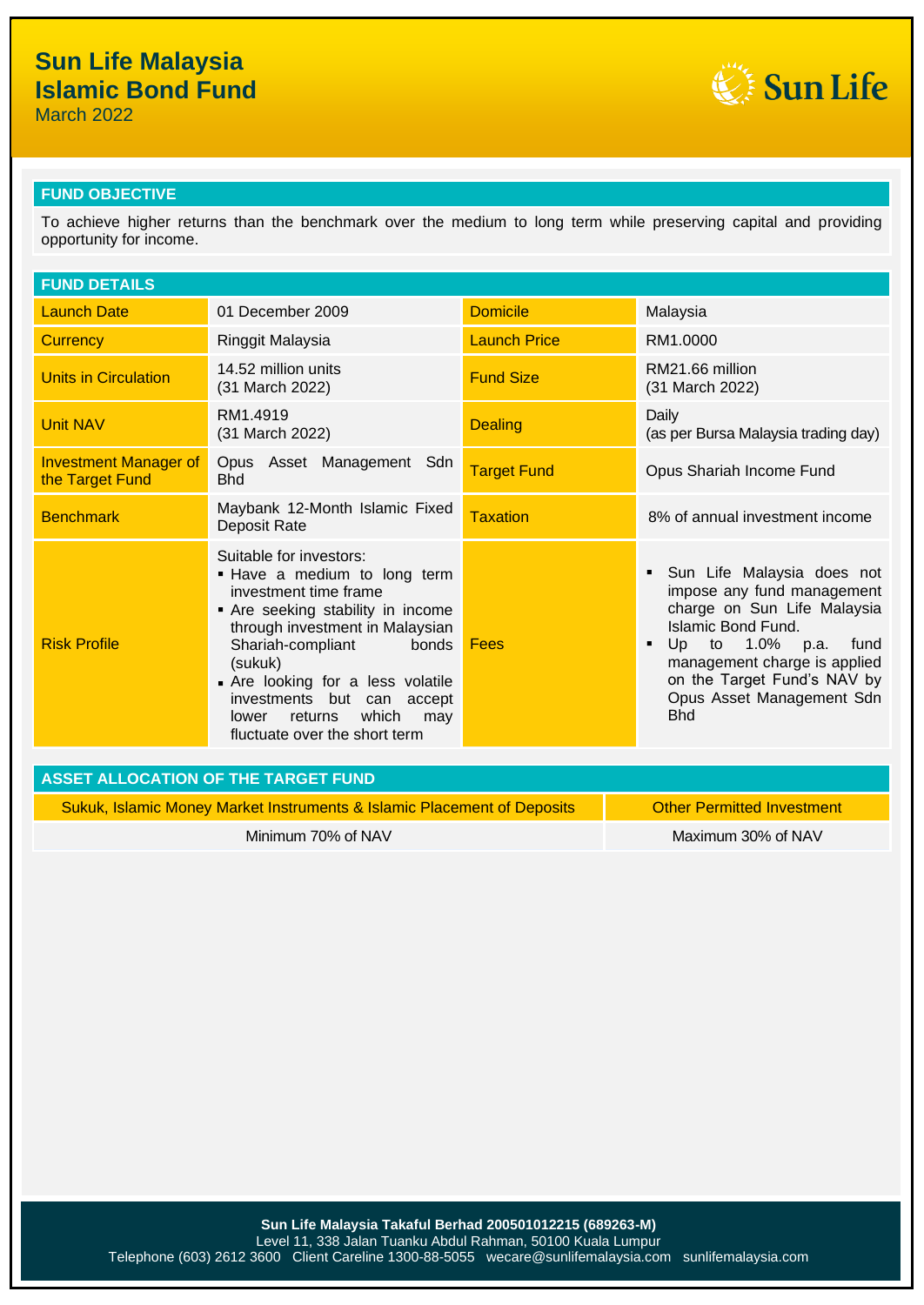# Sun Life Malaysia Islamic Bond Fund

March 2022

## FUND OBJECTIVE

To achieve higher returns than the benchmark over the medium to long term while preserving capital and providing opportunity for income.

## FUND DETAILS

| | | | |
|---|---|---|---|
| Launch Date | 01 December 2009 | Domicile | Malaysia |
| Currency | Ringgit Malaysia | Launch Price | RM1.0000 |
| Units in Circulation | 14.52 million units (31 March 2022) | Fund Size | RM21.66 million (31 March 2022) |
| Unit NAV | RM1.4919 (31 March 2022) | Dealing | Daily (as per Bursa Malaysia trading day) |
| Investment Manager of the Target Fund | Opus Asset Management Sdn Bhd | Target Fund | Opus Shariah Income Fund |
| Benchmark | Maybank 12-Month Islamic Fixed Deposit Rate | Taxation | 8% of annual investment income |
| Risk Profile | Suitable for investors:<br>▪ Have a medium to long term investment time frame<br>▪ Are seeking stability in income through investment in Malaysian Shariah-compliant bonds (sukuk)<br>▪ Are looking for a less volatile investments but can accept lower returns which may fluctuate over the short term | Fees | ▪ Sun Life Malaysia does not impose any fund management charge on Sun Life Malaysia Islamic Bond Fund.<br>▪ Up to 1.0% p.a. fund management charge is applied on the Target Fund's NAV by Opus Asset Management Sdn Bhd |

## ASSET ALLOCATION OF THE TARGET FUND

| Sukuk, Islamic Money Market Instruments & Islamic Placement of Deposits | Other Permitted Investment |
|---|---|
| Minimum 70% of NAV | Maximum 30% of NAV |

**Sun Life Malaysia Takaful Berhad 200501012215 (689263-M)**
Level 11, 338 Jalan Tuanku Abdul Rahman, 50100 Kuala Lumpur
Telephone (603) 2612 3600 Client Careline 1300-88-5055 wecare@sunlifemalaysia.com sunlifemalaysia.com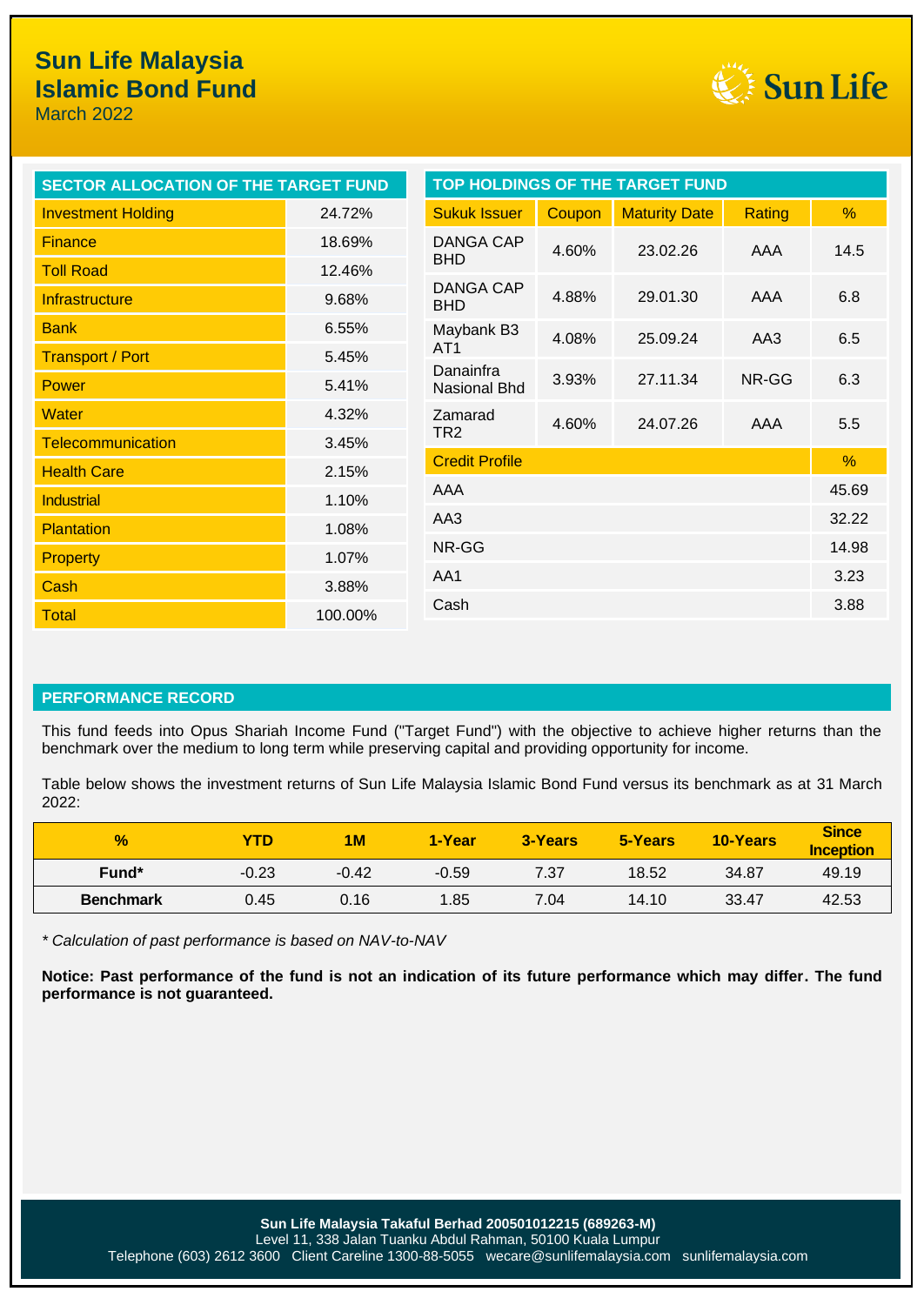# Sun Life Malaysia
# Islamic Bond Fund

March 2022

## SECTOR ALLOCATION OF THE TARGET FUND

| Sector | % |
|---|---|
| Investment Holding | 24.72% |
| Finance | 18.69% |
| Toll Road | 12.46% |
| Infrastructure | 9.68% |
| Bank | 6.55% |
| Transport / Port | 5.45% |
| Power | 5.41% |
| Water | 4.32% |
| Telecommunication | 3.45% |
| Health Care | 2.15% |
| Industrial | 1.10% |
| Plantation | 1.08% |
| Property | 1.07% |
| Cash | 3.88% |
| Total | 100.00% |

## TOP HOLDINGS OF THE TARGET FUND

| Sukuk Issuer | Coupon | Maturity Date | Rating | % |
|---|---|---|---|---|
| DANGA CAP BHD | 4.60% | 23.02.26 | AAA | 14.5 |
| DANGA CAP BHD | 4.88% | 29.01.30 | AAA | 6.8 |
| Maybank B3 AT1 | 4.08% | 25.09.24 | AA3 | 6.5 |
| Danainfra Nasional Bhd | 3.93% | 27.11.34 | NR-GG | 6.3 |
| Zamarad TR2 | 4.60% | 24.07.26 | AAA | 5.5 |

| Credit Profile | % |
|---|---|
| AAA | 45.69 |
| AA3 | 32.22 |
| NR-GG | 14.98 |
| AA1 | 3.23 |
| Cash | 3.88 |

## PERFORMANCE RECORD

This fund feeds into Opus Shariah Income Fund ("Target Fund") with the objective to achieve higher returns than the benchmark over the medium to long term while preserving capital and providing opportunity for income.

Table below shows the investment returns of Sun Life Malaysia Islamic Bond Fund versus its benchmark as at 31 March 2022:

| % | YTD | 1M | 1-Year | 3-Years | 5-Years | 10-Years | Since Inception |
|---|---|---|---|---|---|---|---|
| **Fund*** | -0.23 | -0.42 | -0.59 | 7.37 | 18.52 | 34.87 | 49.19 |
| **Benchmark** | 0.45 | 0.16 | 1.85 | 7.04 | 14.10 | 33.47 | 42.53 |

*\* Calculation of past performance is based on NAV-to-NAV*

**Notice: Past performance of the fund is not an indication of its future performance which may differ. The fund performance is not guaranteed.**

**Sun Life Malaysia Takaful Berhad 200501012215 (689263-M)**
Level 11, 338 Jalan Tuanku Abdul Rahman, 50100 Kuala Lumpur
Telephone (603) 2612 3600 Client Careline 1300-88-5055 wecare@sunlifemalaysia.com sunlifemalaysia.com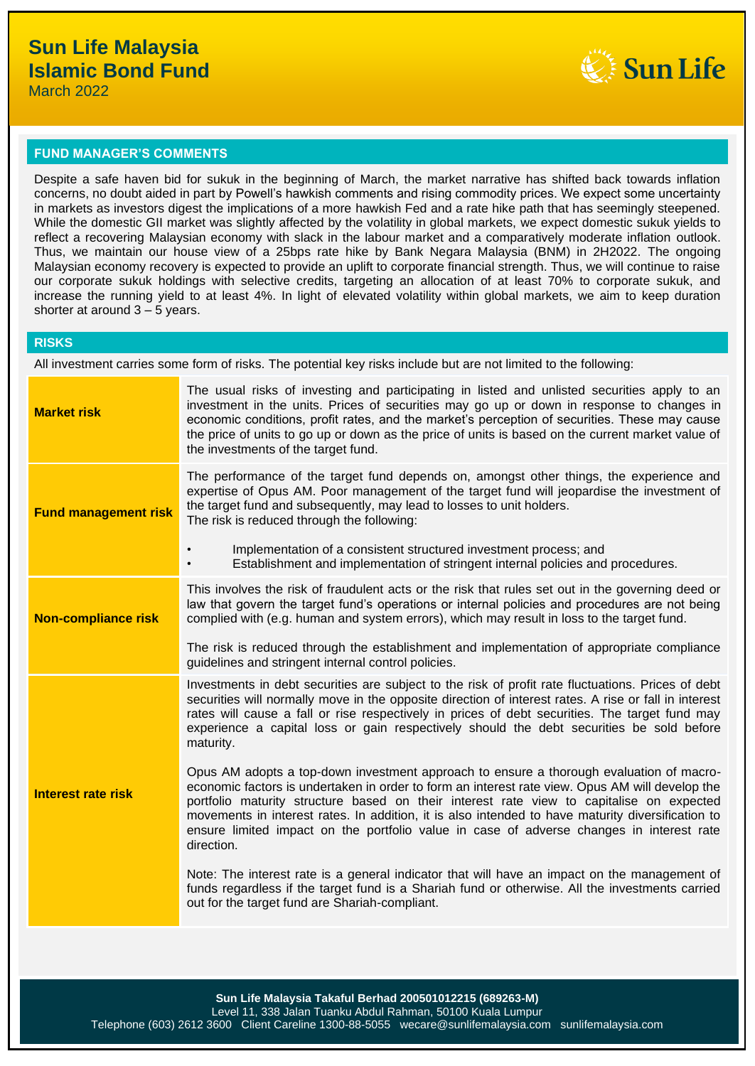# Sun Life Malaysia Islamic Bond Fund

March 2022

## FUND MANAGER'S COMMENTS

Despite a safe haven bid for sukuk in the beginning of March, the market narrative has shifted back towards inflation concerns, no doubt aided in part by Powell's hawkish comments and rising commodity prices. We expect some uncertainty in markets as investors digest the implications of a more hawkish Fed and a rate hike path that has seemingly steepened. While the domestic GII market was slightly affected by the volatility in global markets, we expect domestic sukuk yields to reflect a recovering Malaysian economy with slack in the labour market and a comparatively moderate inflation outlook. Thus, we maintain our house view of a 25bps rate hike by Bank Negara Malaysia (BNM) in 2H2022. The ongoing Malaysian economy recovery is expected to provide an uplift to corporate financial strength. Thus, we will continue to raise our corporate sukuk holdings with selective credits, targeting an allocation of at least 70% to corporate sukuk, and increase the running yield to at least 4%. In light of elevated volatility within global markets, we aim to keep duration shorter at around 3 – 5 years.

## RISKS

All investment carries some form of risks. The potential key risks include but are not limited to the following:

| | |
|---|---|
| **Market risk** | The usual risks of investing and participating in listed and unlisted securities apply to an investment in the units. Prices of securities may go up or down in response to changes in economic conditions, profit rates, and the market's perception of securities. These may cause the price of units to go up or down as the price of units is based on the current market value of the investments of the target fund. |
| **Fund management risk** | The performance of the target fund depends on, amongst other things, the experience and expertise of Opus AM. Poor management of the target fund will jeopardise the investment of the target fund and subsequently, may lead to losses to unit holders.<br>The risk is reduced through the following:<br>• Implementation of a consistent structured investment process; and<br>• Establishment and implementation of stringent internal policies and procedures. |
| **Non-compliance risk** | This involves the risk of fraudulent acts or the risk that rules set out in the governing deed or law that govern the target fund's operations or internal policies and procedures are not being complied with (e.g. human and system errors), which may result in loss to the target fund.<br><br>The risk is reduced through the establishment and implementation of appropriate compliance guidelines and stringent internal control policies. |
| **Interest rate risk** | Investments in debt securities are subject to the risk of profit rate fluctuations. Prices of debt securities will normally move in the opposite direction of interest rates. A rise or fall in interest rates will cause a fall or rise respectively in prices of debt securities. The target fund may experience a capital loss or gain respectively should the debt securities be sold before maturity.<br><br>Opus AM adopts a top-down investment approach to ensure a thorough evaluation of macro-economic factors is undertaken in order to form an interest rate view. Opus AM will develop the portfolio maturity structure based on their interest rate view to capitalise on expected movements in interest rates. In addition, it is also intended to have maturity diversification to ensure limited impact on the portfolio value in case of adverse changes in interest rate direction.<br><br>Note: The interest rate is a general indicator that will have an impact on the management of funds regardless if the target fund is a Shariah fund or otherwise. All the investments carried out for the target fund are Shariah-compliant. |

**Sun Life Malaysia Takaful Berhad 200501012215 (689263-M)**
Level 11, 338 Jalan Tuanku Abdul Rahman, 50100 Kuala Lumpur
Telephone (603) 2612 3600 Client Careline 1300-88-5055 wecare@sunlifemalaysia.com sunlifemalaysia.com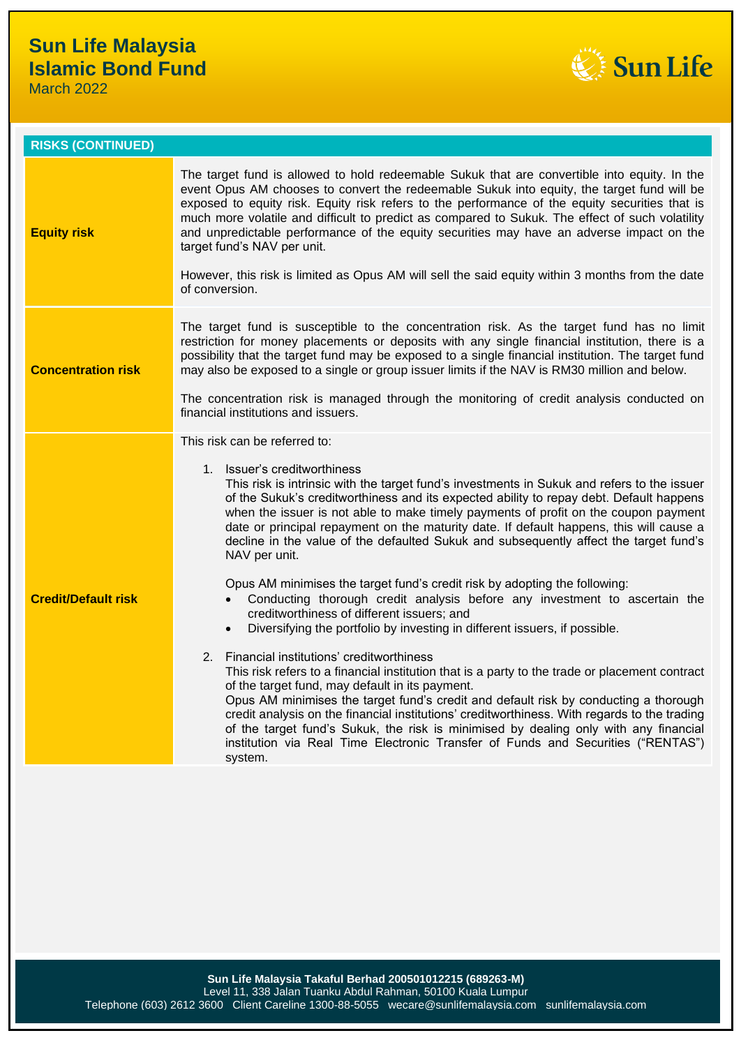| RISKS (CONTINUED) | |
|---|---|
| **Equity risk** | The target fund is allowed to hold redeemable Sukuk that are convertible into equity. In the event Opus AM chooses to convert the redeemable Sukuk into equity, the target fund will be exposed to equity risk. Equity risk refers to the performance of the equity securities that is much more volatile and difficult to predict as compared to Sukuk. The effect of such volatility and unpredictable performance of the equity securities may have an adverse impact on the target fund's NAV per unit.<br><br>However, this risk is limited as Opus AM will sell the said equity within 3 months from the date of conversion. |
| **Concentration risk** | The target fund is susceptible to the concentration risk. As the target fund has no limit restriction for money placements or deposits with any single financial institution, there is a possibility that the target fund may be exposed to a single financial institution. The target fund may also be exposed to a single or group issuer limits if the NAV is RM30 million and below.<br><br>The concentration risk is managed through the monitoring of credit analysis conducted on financial institutions and issuers. |
| **Credit/Default risk** | This risk can be referred to:<br><br>1. Issuer's creditworthiness<br>This risk is intrinsic with the target fund's investments in Sukuk and refers to the issuer of the Sukuk's creditworthiness and its expected ability to repay debt. Default happens when the issuer is not able to make timely payments of profit on the coupon payment date or principal repayment on the maturity date. If default happens, this will cause a decline in the value of the defaulted Sukuk and subsequently affect the target fund's NAV per unit.<br><br>Opus AM minimises the target fund's credit risk by adopting the following:<br>• Conducting thorough credit analysis before any investment to ascertain the creditworthiness of different issuers; and<br>• Diversifying the portfolio by investing in different issuers, if possible.<br><br>2. Financial institutions' creditworthiness<br>This risk refers to a financial institution that is a party to the trade or placement contract of the target fund, may default in its payment.<br>Opus AM minimises the target fund's credit and default risk by conducting a thorough credit analysis on the financial institutions' creditworthiness. With regards to the trading of the target fund's Sukuk, the risk is minimised by dealing only with any financial institution via Real Time Electronic Transfer of Funds and Securities ("RENTAS") system. |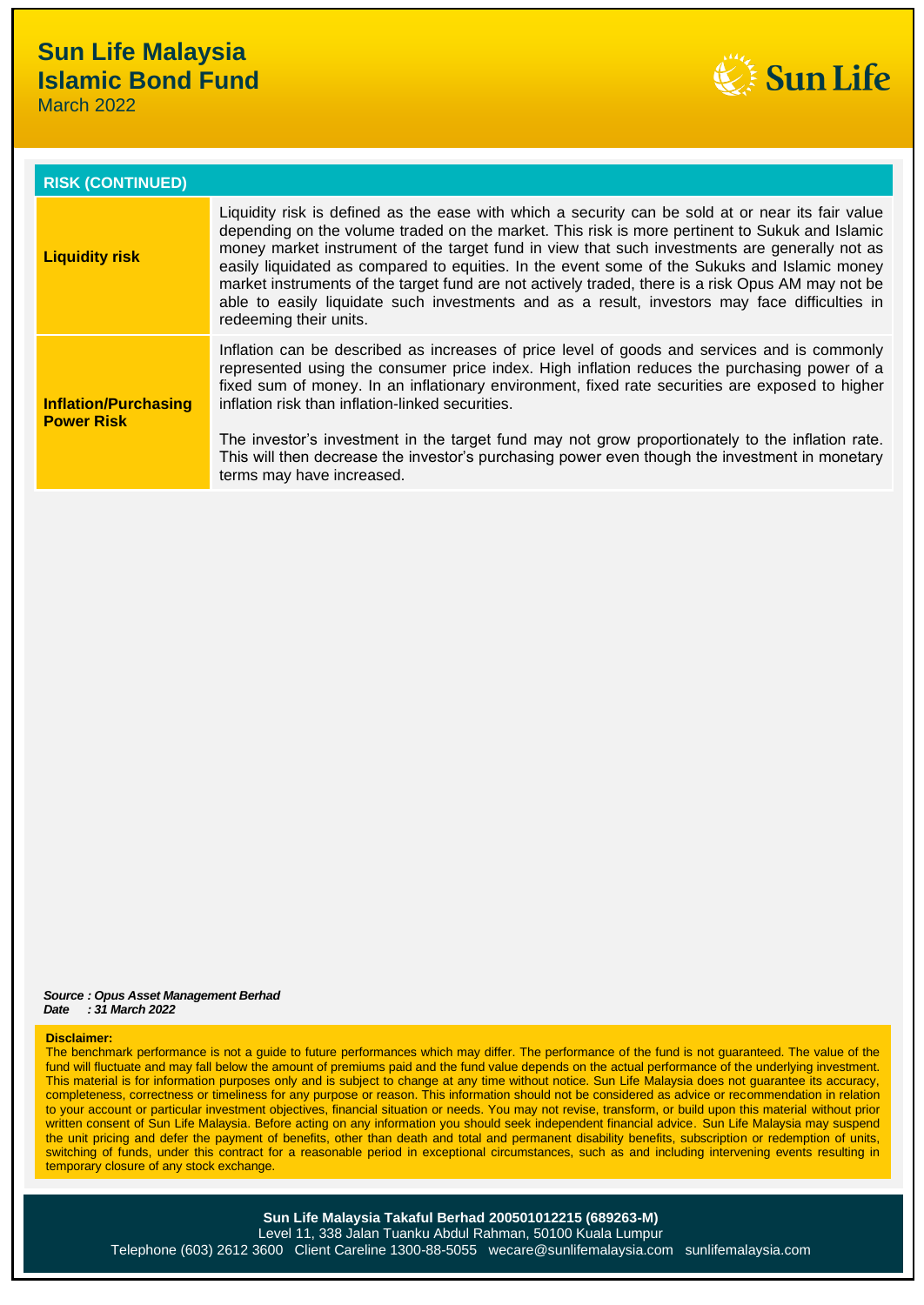# Sun Life Malaysia Islamic Bond Fund

March 2022

## RISK (CONTINUED)

| | |
|---|---|
| **Liquidity risk** | Liquidity risk is defined as the ease with which a security can be sold at or near its fair value depending on the volume traded on the market. This risk is more pertinent to Sukuk and Islamic money market instrument of the target fund in view that such investments are generally not as easily liquidated as compared to equities. In the event some of the Sukuks and Islamic money market instruments of the target fund are not actively traded, there is a risk Opus AM may not be able to easily liquidate such investments and as a result, investors may face difficulties in redeeming their units. |
| **Inflation/Purchasing Power Risk** | Inflation can be described as increases of price level of goods and services and is commonly represented using the consumer price index. High inflation reduces the purchasing power of a fixed sum of money. In an inflationary environment, fixed rate securities are exposed to higher inflation risk than inflation-linked securities. The investor's investment in the target fund may not grow proportionately to the inflation rate. This will then decrease the investor's purchasing power even though the investment in monetary terms may have increased. |

***Source : Opus Asset Management Berhad***
***Date : 31 March 2022***

**Disclaimer:**
The benchmark performance is not a guide to future performances which may differ. The performance of the fund is not guaranteed. The value of the fund will fluctuate and may fall below the amount of premiums paid and the fund value depends on the actual performance of the underlying investment. This material is for information purposes only and is subject to change at any time without notice. Sun Life Malaysia does not guarantee its accuracy, completeness, correctness or timeliness for any purpose or reason. This information should not be considered as advice or recommendation in relation to your account or particular investment objectives, financial situation or needs. You may not revise, transform, or build upon this material without prior written consent of Sun Life Malaysia. Before acting on any information you should seek independent financial advice. Sun Life Malaysia may suspend the unit pricing and defer the payment of benefits, other than death and total and permanent disability benefits, subscription or redemption of units, switching of funds, under this contract for a reasonable period in exceptional circumstances, such as and including intervening events resulting in temporary closure of any stock exchange.

**Sun Life Malaysia Takaful Berhad 200501012215 (689263-M)**
Level 11, 338 Jalan Tuanku Abdul Rahman, 50100 Kuala Lumpur
Telephone (603) 2612 3600 Client Careline 1300-88-5055 wecare@sunlifemalaysia.com sunlifemalaysia.com